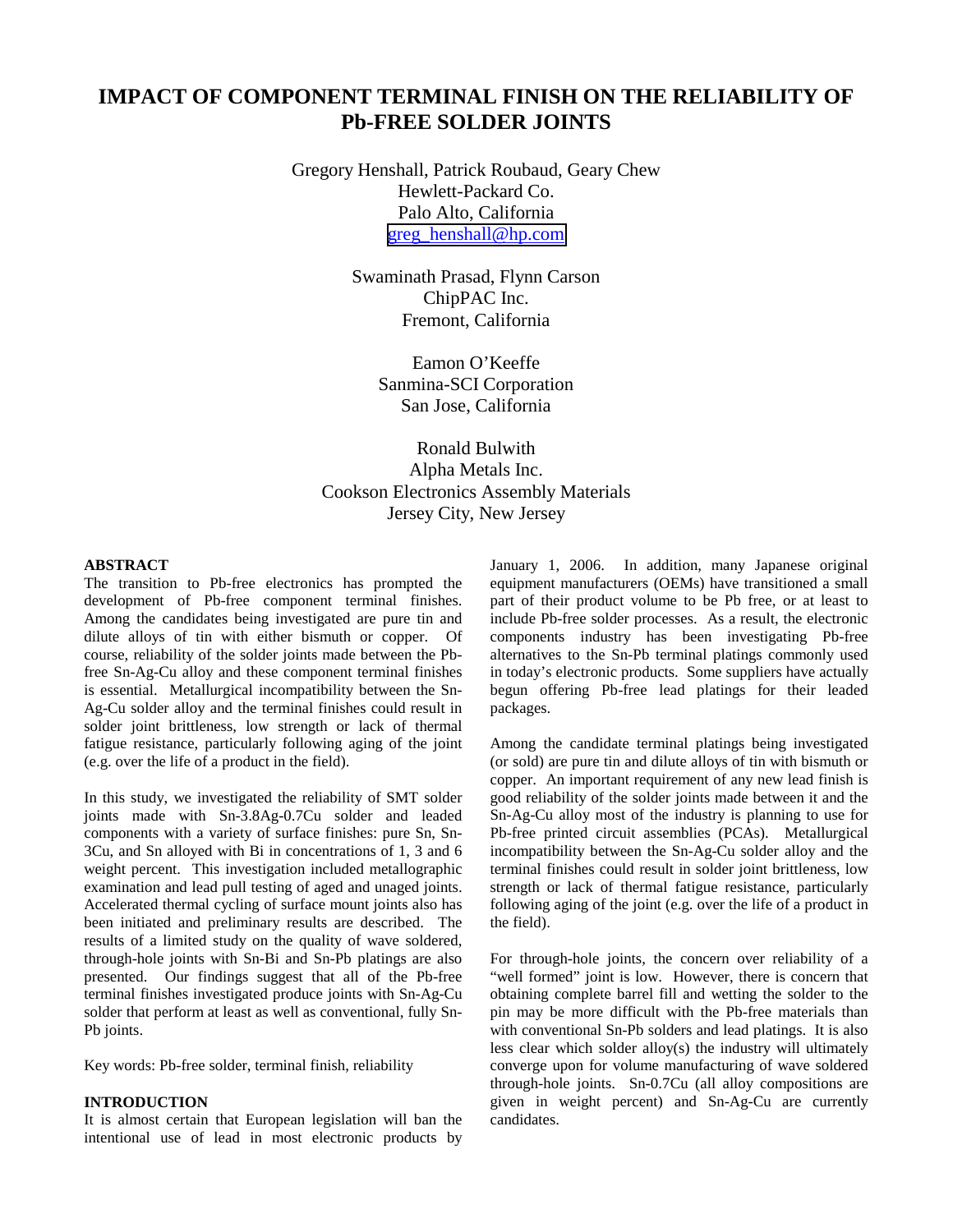# IMPACT OF COMPONENT TERMINAL FINISH ON THE RELIABILITY OF Pb-FREE SOLDER JOINTS

Gregory Henshall, Patrick Roubaud, Geary Chew
Hewlett-Packard Co.
Palo Alto, California
greg_henshall@hp.com

Swaminath Prasad, Flynn Carson
ChipPAC Inc.
Fremont, California

Eamon O'Keeffe
Sanmina-SCI Corporation
San Jose, California

Ronald Bulwith
Alpha Metals Inc.
Cookson Electronics Assembly Materials
Jersey City, New Jersey

## ABSTRACT

The transition to Pb-free electronics has prompted the development of Pb-free component terminal finishes. Among the candidates being investigated are pure tin and dilute alloys of tin with either bismuth or copper. Of course, reliability of the solder joints made between the Pb-free Sn-Ag-Cu alloy and these component terminal finishes is essential. Metallurgical incompatibility between the Sn-Ag-Cu solder alloy and the terminal finishes could result in solder joint brittleness, low strength or lack of thermal fatigue resistance, particularly following aging of the joint (e.g. over the life of a product in the field).

In this study, we investigated the reliability of SMT solder joints made with Sn-3.8Ag-0.7Cu solder and leaded components with a variety of surface finishes: pure Sn, Sn-3Cu, and Sn alloyed with Bi in concentrations of 1, 3 and 6 weight percent. This investigation included metallographic examination and lead pull testing of aged and unaged joints. Accelerated thermal cycling of surface mount joints also has been initiated and preliminary results are described. The results of a limited study on the quality of wave soldered, through-hole joints with Sn-Bi and Sn-Pb platings are also presented. Our findings suggest that all of the Pb-free terminal finishes investigated produce joints with Sn-Ag-Cu solder that perform at least as well as conventional, fully Sn-Pb joints.

Key words: Pb-free solder, terminal finish, reliability

## INTRODUCTION

It is almost certain that European legislation will ban the intentional use of lead in most electronic products by January 1, 2006. In addition, many Japanese original equipment manufacturers (OEMs) have transitioned a small part of their product volume to be Pb free, or at least to include Pb-free solder processes. As a result, the electronic components industry has been investigating Pb-free alternatives to the Sn-Pb terminal platings commonly used in today's electronic products. Some suppliers have actually begun offering Pb-free lead platings for their leaded packages.

Among the candidate terminal platings being investigated (or sold) are pure tin and dilute alloys of tin with bismuth or copper. An important requirement of any new lead finish is good reliability of the solder joints made between it and the Sn-Ag-Cu alloy most of the industry is planning to use for Pb-free printed circuit assemblies (PCAs). Metallurgical incompatibility between the Sn-Ag-Cu solder alloy and the terminal finishes could result in solder joint brittleness, low strength or lack of thermal fatigue resistance, particularly following aging of the joint (e.g. over the life of a product in the field).

For through-hole joints, the concern over reliability of a "well formed" joint is low. However, there is concern that obtaining complete barrel fill and wetting the solder to the pin may be more difficult with the Pb-free materials than with conventional Sn-Pb solders and lead platings. It is also less clear which solder alloy(s) the industry will ultimately converge upon for volume manufacturing of wave soldered through-hole joints. Sn-0.7Cu (all alloy compositions are given in weight percent) and Sn-Ag-Cu are currently candidates.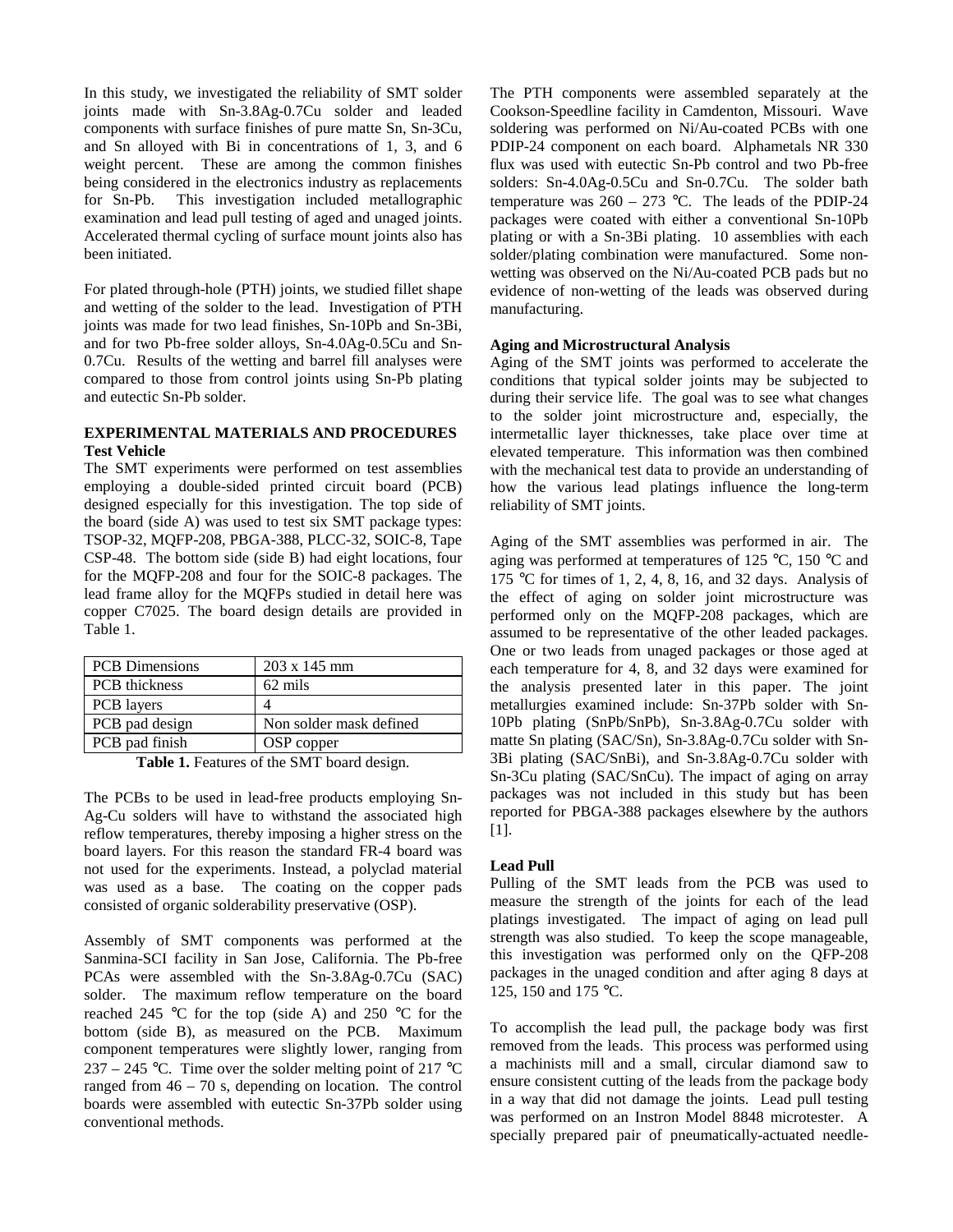In this study, we investigated the reliability of SMT solder joints made with Sn-3.8Ag-0.7Cu solder and leaded components with surface finishes of pure matte Sn, Sn-3Cu, and Sn alloyed with Bi in concentrations of 1, 3, and 6 weight percent. These are among the common finishes being considered in the electronics industry as replacements for Sn-Pb. This investigation included metallographic examination and lead pull testing of aged and unaged joints. Accelerated thermal cycling of surface mount joints also has been initiated.

For plated through-hole (PTH) joints, we studied fillet shape and wetting of the solder to the lead. Investigation of PTH joints was made for two lead finishes, Sn-10Pb and Sn-3Bi, and for two Pb-free solder alloys, Sn-4.0Ag-0.5Cu and Sn-0.7Cu. Results of the wetting and barrel fill analyses were compared to those from control joints using Sn-Pb plating and eutectic Sn-Pb solder.

## EXPERIMENTAL MATERIALS AND PROCEDURES

### Test Vehicle

The SMT experiments were performed on test assemblies employing a double-sided printed circuit board (PCB) designed especially for this investigation. The top side of the board (side A) was used to test six SMT package types: TSOP-32, MQFP-208, PBGA-388, PLCC-32, SOIC-8, Tape CSP-48. The bottom side (side B) had eight locations, four for the MQFP-208 and four for the SOIC-8 packages. The lead frame alloy for the MQFPs studied in detail here was copper C7025. The board design details are provided in Table 1.

| PCB Dimensions | 203 x 145 mm |
|---|---|
| PCB thickness | 62 mils |
| PCB layers | 4 |
| PCB pad design | Non solder mask defined |
| PCB pad finish | OSP copper |

**Table 1.** Features of the SMT board design.

The PCBs to be used in lead-free products employing Sn-Ag-Cu solders will have to withstand the associated high reflow temperatures, thereby imposing a higher stress on the board layers. For this reason the standard FR-4 board was not used for the experiments. Instead, a polyclad material was used as a base. The coating on the copper pads consisted of organic solderability preservative (OSP).

Assembly of SMT components was performed at the Sanmina-SCI facility in San Jose, California. The Pb-free PCAs were assembled with the Sn-3.8Ag-0.7Cu (SAC) solder. The maximum reflow temperature on the board reached 245 °C for the top (side A) and 250 °C for the bottom (side B), as measured on the PCB. Maximum component temperatures were slightly lower, ranging from 237 – 245 °C. Time over the solder melting point of 217 °C ranged from 46 – 70 s, depending on location. The control boards were assembled with eutectic Sn-37Pb solder using conventional methods.

The PTH components were assembled separately at the Cookson-Speedline facility in Camdenton, Missouri. Wave soldering was performed on Ni/Au-coated PCBs with one PDIP-24 component on each board. Alphametals NR 330 flux was used with eutectic Sn-Pb control and two Pb-free solders: Sn-4.0Ag-0.5Cu and Sn-0.7Cu. The solder bath temperature was 260 – 273 °C. The leads of the PDIP-24 packages were coated with either a conventional Sn-10Pb plating or with a Sn-3Bi plating. 10 assemblies with each solder/plating combination were manufactured. Some non-wetting was observed on the Ni/Au-coated PCB pads but no evidence of non-wetting of the leads was observed during manufacturing.

### Aging and Microstructural Analysis

Aging of the SMT joints was performed to accelerate the conditions that typical solder joints may be subjected to during their service life. The goal was to see what changes to the solder joint microstructure and, especially, the intermetallic layer thicknesses, take place over time at elevated temperature. This information was then combined with the mechanical test data to provide an understanding of how the various lead platings influence the long-term reliability of SMT joints.

Aging of the SMT assemblies was performed in air. The aging was performed at temperatures of 125 °C, 150 °C and 175 °C for times of 1, 2, 4, 8, 16, and 32 days. Analysis of the effect of aging on solder joint microstructure was performed only on the MQFP-208 packages, which are assumed to be representative of the other leaded packages. One or two leads from unaged packages or those aged at each temperature for 4, 8, and 32 days were examined for the analysis presented later in this paper. The joint metallurgies examined include: Sn-37Pb solder with Sn-10Pb plating (SnPb/SnPb), Sn-3.8Ag-0.7Cu solder with matte Sn plating (SAC/Sn), Sn-3.8Ag-0.7Cu solder with Sn-3Bi plating (SAC/SnBi), and Sn-3.8Ag-0.7Cu solder with Sn-3Cu plating (SAC/SnCu). The impact of aging on array packages was not included in this study but has been reported for PBGA-388 packages elsewhere by the authors [1].

### Lead Pull

Pulling of the SMT leads from the PCB was used to measure the strength of the joints for each of the lead platings investigated. The impact of aging on lead pull strength was also studied. To keep the scope manageable, this investigation was performed only on the QFP-208 packages in the unaged condition and after aging 8 days at 125, 150 and 175 °C.

To accomplish the lead pull, the package body was first removed from the leads. This process was performed using a machinists mill and a small, circular diamond saw to ensure consistent cutting of the leads from the package body in a way that did not damage the joints. Lead pull testing was performed on an Instron Model 8848 microtester. A specially prepared pair of pneumatically-actuated needle-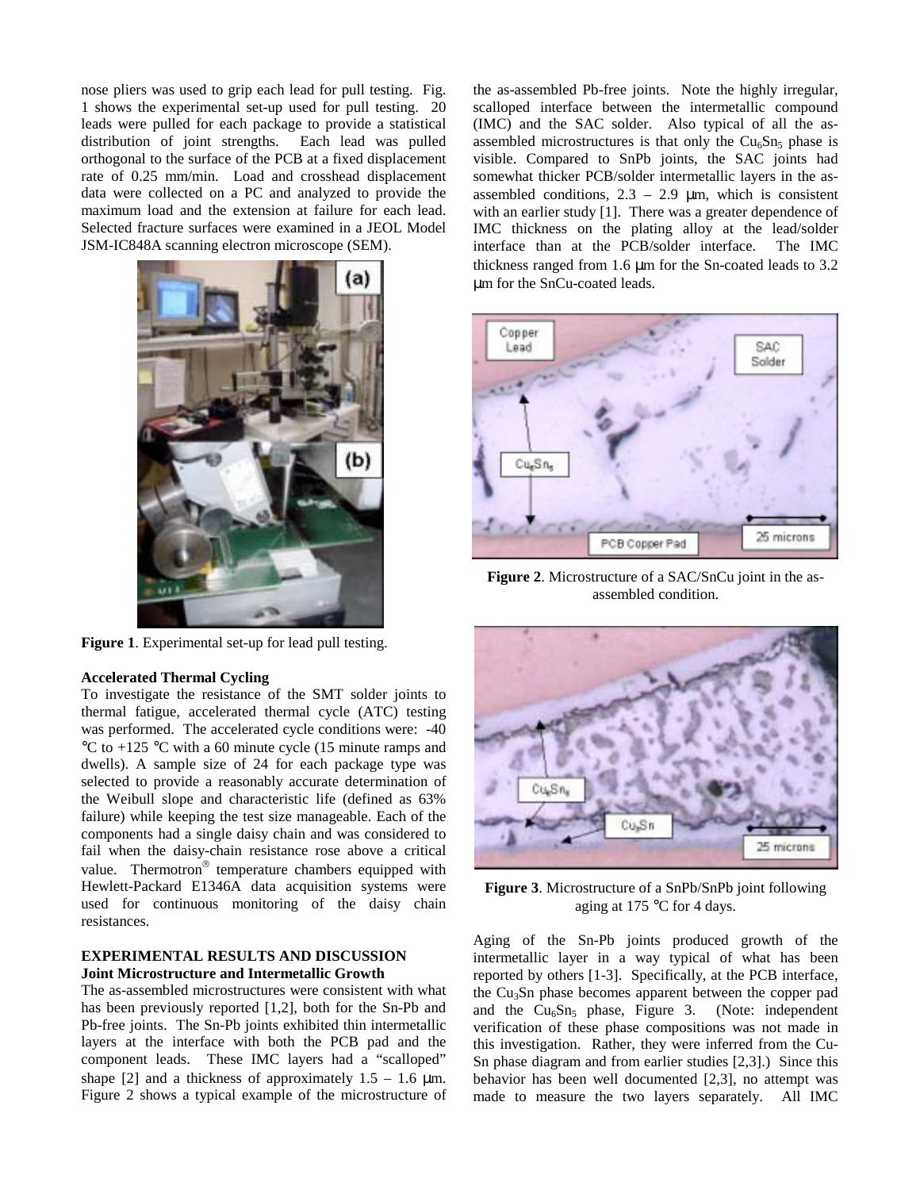nose pliers was used to grip each lead for pull testing. Fig. 1 shows the experimental set-up used for pull testing. 20 leads were pulled for each package to provide a statistical distribution of joint strengths. Each lead was pulled orthogonal to the surface of the PCB at a fixed displacement rate of 0.25 mm/min. Load and crosshead displacement data were collected on a PC and analyzed to provide the maximum load and the extension at failure for each lead. Selected fracture surfaces were examined in a JEOL Model JSM-IC848A scanning electron microscope (SEM).

**Figure 1**. Experimental set-up for lead pull testing.

**Accelerated Thermal Cycling**

To investigate the resistance of the SMT solder joints to thermal fatigue, accelerated thermal cycle (ATC) testing was performed. The accelerated cycle conditions were: -40 °C to +125 °C with a 60 minute cycle (15 minute ramps and dwells). A sample size of 24 for each package type was selected to provide a reasonably accurate determination of the Weibull slope and characteristic life (defined as 63% failure) while keeping the test size manageable. Each of the components had a single daisy chain and was considered to fail when the daisy-chain resistance rose above a critical value. Thermotron® temperature chambers equipped with Hewlett-Packard E1346A data acquisition systems were used for continuous monitoring of the daisy chain resistances.

## EXPERIMENTAL RESULTS AND DISCUSSION

**Joint Microstructure and Intermetallic Growth**

The as-assembled microstructures were consistent with what has been previously reported [1,2], both for the Sn-Pb and Pb-free joints. The Sn-Pb joints exhibited thin intermetallic layers at the interface with both the PCB pad and the component leads. These IMC layers had a "scalloped" shape [2] and a thickness of approximately 1.5 – 1.6 μm. Figure 2 shows a typical example of the microstructure of the as-assembled Pb-free joints. Note the highly irregular, scalloped interface between the intermetallic compound (IMC) and the SAC solder. Also typical of all the as-assembled microstructures is that only the $Cu_6Sn_5$ phase is visible. Compared to SnPb joints, the SAC joints had somewhat thicker PCB/solder intermetallic layers in the as-assembled conditions, 2.3 – 2.9 μm, which is consistent with an earlier study [1]. There was a greater dependence of IMC thickness on the plating alloy at the lead/solder interface than at the PCB/solder interface. The IMC thickness ranged from 1.6 μm for the Sn-coated leads to 3.2 μm for the SnCu-coated leads.

**Figure 2**. Microstructure of a SAC/SnCu joint in the as-assembled condition.

**Figure 3**. Microstructure of a SnPb/SnPb joint following aging at 175 °C for 4 days.

Aging of the Sn-Pb joints produced growth of the intermetallic layer in a way typical of what has been reported by others [1-3]. Specifically, at the PCB interface, the $Cu_3Sn$ phase becomes apparent between the copper pad and the $Cu_6Sn_5$ phase, Figure 3. (Note: independent verification of these phase compositions was not made in this investigation. Rather, they were inferred from the Cu-Sn phase diagram and from earlier studies [2,3].) Since this behavior has been well documented [2,3], no attempt was made to measure the two layers separately. All IMC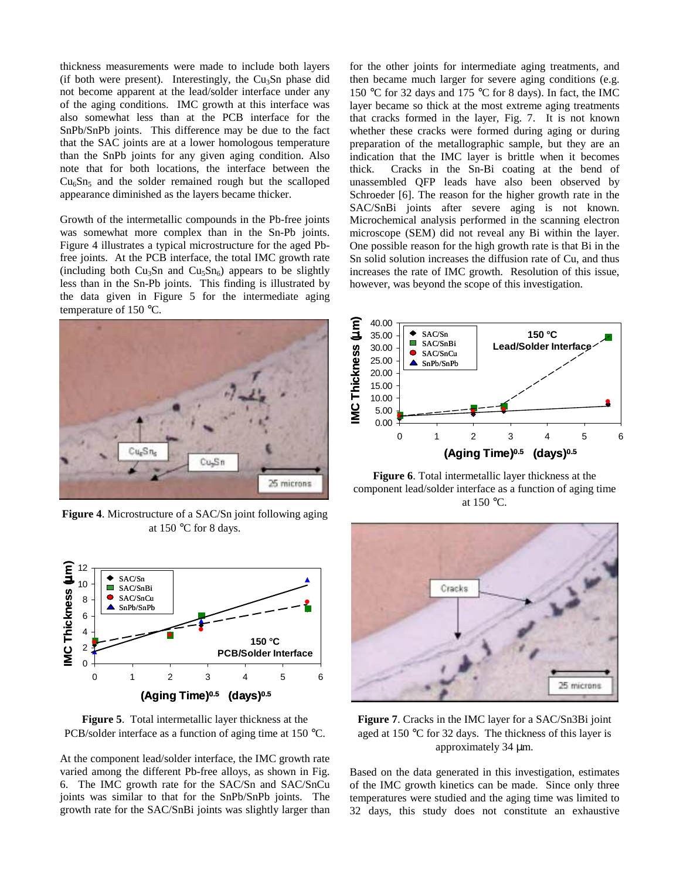thickness measurements were made to include both layers (if both were present). Interestingly, the $Cu_3Sn$ phase did not become apparent at the lead/solder interface under any of the aging conditions. IMC growth at this interface was also somewhat less than at the PCB interface for the SnPb/SnPb joints. This difference may be due to the fact that the SAC joints are at a lower homologous temperature than the SnPb joints for any given aging condition. Also note that for both locations, the interface between the $Cu_6Sn_5$ and the solder remained rough but the scalloped appearance diminished as the layers became thicker.

Growth of the intermetallic compounds in the Pb-free joints was somewhat more complex than in the Sn-Pb joints. Figure 4 illustrates a typical microstructure for the aged Pb-free joints. At the PCB interface, the total IMC growth rate (including both $Cu_3Sn$ and $Cu_5Sn_6$) appears to be slightly less than in the Sn-Pb joints. This finding is illustrated by the data given in Figure 5 for the intermediate aging temperature of 150 °C.

**Figure 4**. Microstructure of a SAC/Sn joint following aging at 150 °C for 8 days.

**Figure 5**. Total intermetallic layer thickness at the PCB/solder interface as a function of aging time at 150 °C.

At the component lead/solder interface, the IMC growth rate varied among the different Pb-free alloys, as shown in Fig. 6. The IMC growth rate for the SAC/Sn and SAC/SnCu joints was similar to that for the SnPb/SnPb joints. The growth rate for the SAC/SnBi joints was slightly larger than for the other joints for intermediate aging treatments, and then became much larger for severe aging conditions (e.g. 150 °C for 32 days and 175 °C for 8 days). In fact, the IMC layer became so thick at the most extreme aging treatments that cracks formed in the layer, Fig. 7. It is not known whether these cracks were formed during aging or during preparation of the metallographic sample, but they are an indication that the IMC layer is brittle when it becomes thick. Cracks in the Sn-Bi coating at the bend of unassembled QFP leads have also been observed by Schroeder [6]. The reason for the higher growth rate in the SAC/SnBi joints after severe aging is not known. Microchemical analysis performed in the scanning electron microscope (SEM) did not reveal any Bi within the layer. One possible reason for the high growth rate is that Bi in the Sn solid solution increases the diffusion rate of Cu, and thus increases the rate of IMC growth. Resolution of this issue, however, was beyond the scope of this investigation.

**Figure 6**. Total intermetallic layer thickness at the component lead/solder interface as a function of aging time at 150 °C.

**Figure 7**. Cracks in the IMC layer for a SAC/Sn3Bi joint aged at 150 °C for 32 days. The thickness of this layer is approximately 34 μm.

Based on the data generated in this investigation, estimates of the IMC growth kinetics can be made. Since only three temperatures were studied and the aging time was limited to 32 days, this study does not constitute an exhaustive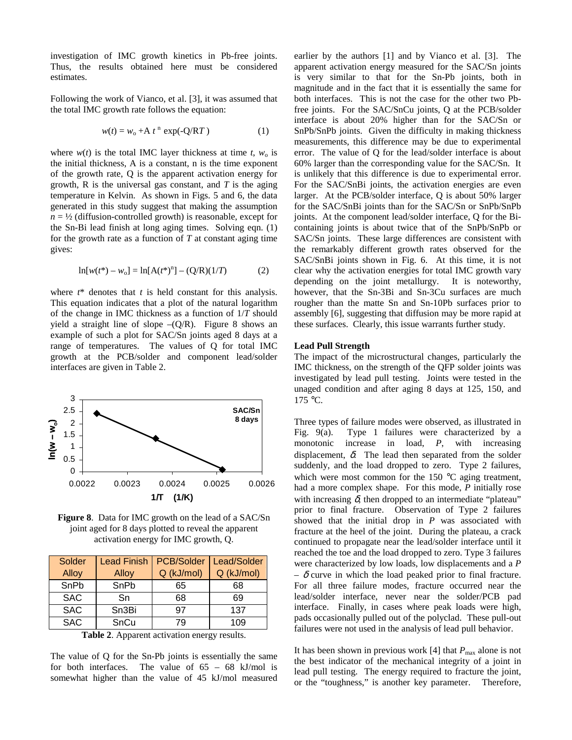investigation of IMC growth kinetics in Pb-free joints. Thus, the results obtained here must be considered estimates.

Following the work of Vianco, et al. [3], it was assumed that the total IMC growth rate follows the equation:

$$w(t) = w_o + A\, t^{\,n} \exp(-Q/RT) \qquad (1)$$

where $w(t)$ is the total IMC layer thickness at time $t$, $w_o$ is the initial thickness, A is a constant, n is the time exponent of the growth rate, Q is the apparent activation energy for growth, R is the universal gas constant, and $T$ is the aging temperature in Kelvin. As shown in Figs. 5 and 6, the data generated in this study suggest that making the assumption $n = ½$ (diffusion-controlled growth) is reasonable, except for the Sn-Bi lead finish at long aging times. Solving eqn. (1) for the growth rate as a function of $T$ at constant aging time gives:

$$\ln[w(t^*) - w_o] = \ln[A(t^*)^n] - (Q/R)(1/T) \qquad (2)$$

where $t^*$ denotes that $t$ is held constant for this analysis. This equation indicates that a plot of the natural logarithm of the change in IMC thickness as a function of $1/T$ should yield a straight line of slope $-(Q/R)$. Figure 8 shows an example of such a plot for SAC/Sn joints aged 8 days at a range of temperatures. The values of Q for total IMC growth at the PCB/solder and component lead/solder interfaces are given in Table 2.

**Figure 8**. Data for IMC growth on the lead of a SAC/Sn joint aged for 8 days plotted to reveal the apparent activation energy for IMC growth, Q.

| Solder Alloy | Lead Finish Alloy | PCB/Solder Q (kJ/mol) | Lead/Solder Q (kJ/mol) |
|---|---|---|---|
| SnPb | SnPb | 65 | 68 |
| SAC | Sn | 68 | 69 |
| SAC | Sn3Bi | 97 | 137 |
| SAC | SnCu | 79 | 109 |

**Table 2**. Apparent activation energy results.

The value of Q for the Sn-Pb joints is essentially the same for both interfaces. The value of 65 – 68 kJ/mol is somewhat higher than the value of 45 kJ/mol measured earlier by the authors [1] and by Vianco et al. [3]. The apparent activation energy measured for the SAC/Sn joints is very similar to that for the Sn-Pb joints, both in magnitude and in the fact that it is essentially the same for both interfaces. This is not the case for the other two Pb-free joints. For the SAC/SnCu joints, Q at the PCB/solder interface is about 20% higher than for the SAC/Sn or SnPb/SnPb joints. Given the difficulty in making thickness measurements, this difference may be due to experimental error. The value of Q for the lead/solder interface is about 60% larger than the corresponding value for the SAC/Sn. It is unlikely that this difference is due to experimental error. For the SAC/SnBi joints, the activation energies are even larger. At the PCB/solder interface, Q is about 50% larger for the SAC/SnBi joints than for the SAC/Sn or SnPb/SnPb joints. At the component lead/solder interface, Q for the Bi-containing joints is about twice that of the SnPb/SnPb or SAC/Sn joints. These large differences are consistent with the remarkably different growth rates observed for the SAC/SnBi joints shown in Fig. 6. At this time, it is not clear why the activation energies for total IMC growth vary depending on the joint metallurgy. It is noteworthy, however, that the Sn-3Bi and Sn-3Cu surfaces are much rougher than the matte Sn and Sn-10Pb surfaces prior to assembly [6], suggesting that diffusion may be more rapid at these surfaces. Clearly, this issue warrants further study.

### Lead Pull Strength

The impact of the microstructural changes, particularly the IMC thickness, on the strength of the QFP solder joints was investigated by lead pull testing. Joints were tested in the unaged condition and after aging 8 days at 125, 150, and 175 °C.

Three types of failure modes were observed, as illustrated in Fig. 9(a). Type 1 failures were characterized by a monotonic increase in load, $P$, with increasing displacement, $\delta$. The lead then separated from the solder suddenly, and the load dropped to zero. Type 2 failures, which were most common for the 150 °C aging treatment, had a more complex shape. For this mode, $P$ initially rose with increasing $\delta$, then dropped to an intermediate "plateau" prior to final fracture. Observation of Type 2 failures showed that the initial drop in $P$ was associated with fracture at the heel of the joint. During the plateau, a crack continued to propagate near the lead/solder interface until it reached the toe and the load dropped to zero. Type 3 failures were characterized by low loads, low displacements and a $P - \delta$ curve in which the load peaked prior to final fracture. For all three failure modes, fracture occurred near the lead/solder interface, never near the solder/PCB pad interface. Finally, in cases where peak loads were high, pads occasionally pulled out of the polyclad. These pull-out failures were not used in the analysis of lead pull behavior.

It has been shown in previous work [4] that $P_{max}$ alone is not the best indicator of the mechanical integrity of a joint in lead pull testing. The energy required to fracture the joint, or the "toughness," is another key parameter. Therefore,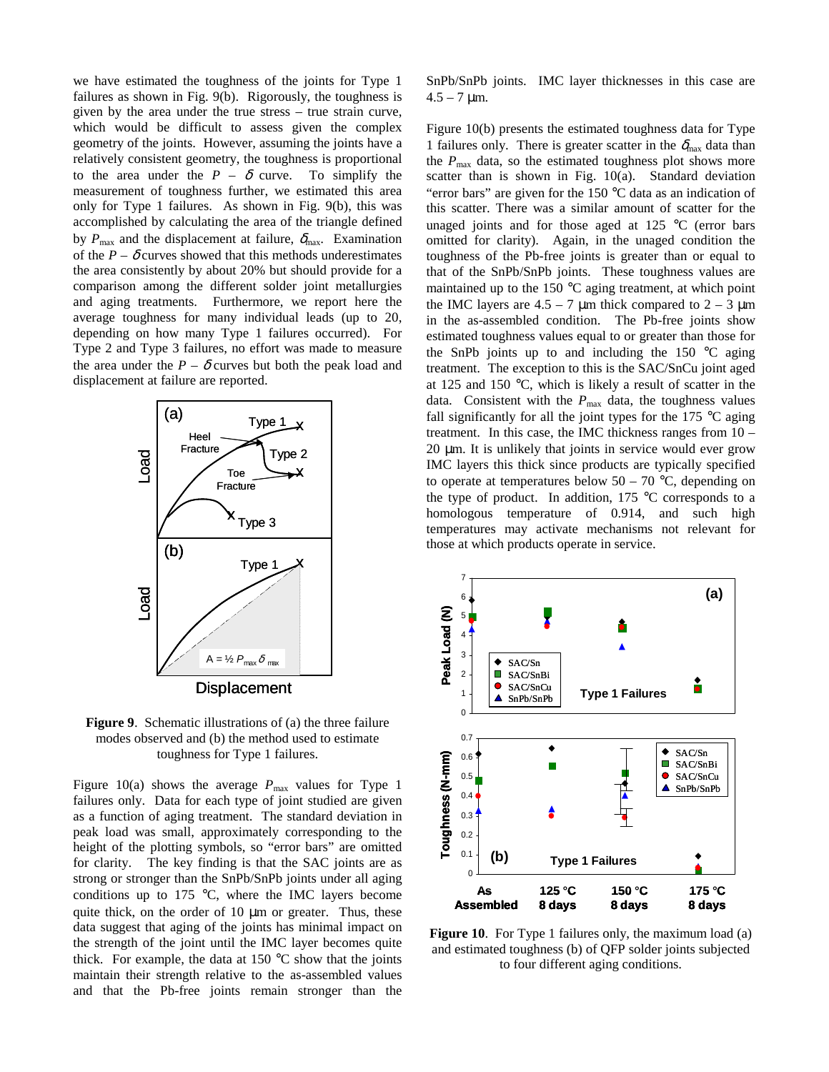we have estimated the toughness of the joints for Type 1 failures as shown in Fig. 9(b). Rigorously, the toughness is given by the area under the true stress – true strain curve, which would be difficult to assess given the complex geometry of the joints. However, assuming the joints have a relatively consistent geometry, the toughness is proportional to the area under the $P$ – $\delta$ curve. To simplify the measurement of toughness further, we estimated this area only for Type 1 failures. As shown in Fig. 9(b), this was accomplished by calculating the area of the triangle defined by $P_{max}$ and the displacement at failure, $\delta_{max}$. Examination of the $P$ – $\delta$ curves showed that this methods underestimates the area consistently by about 20% but should provide for a comparison among the different solder joint metallurgies and aging treatments. Furthermore, we report here the average toughness for many individual leads (up to 20, depending on how many Type 1 failures occurred). For Type 2 and Type 3 failures, no effort was made to measure the area under the $P$ – $\delta$ curves but both the peak load and displacement at failure are reported.

**Figure 9**. Schematic illustrations of (a) the three failure modes observed and (b) the method used to estimate toughness for Type 1 failures.

Figure 10(a) shows the average $P_{max}$ values for Type 1 failures only. Data for each type of joint studied are given as a function of aging treatment. The standard deviation in peak load was small, approximately corresponding to the height of the plotting symbols, so "error bars" are omitted for clarity. The key finding is that the SAC joints are as strong or stronger than the SnPb/SnPb joints under all aging conditions up to 175 °C, where the IMC layers become quite thick, on the order of 10 µm or greater. Thus, these data suggest that aging of the joints has minimal impact on the strength of the joint until the IMC layer becomes quite thick. For example, the data at 150 °C show that the joints maintain their strength relative to the as-assembled values and that the Pb-free joints remain stronger than the SnPb/SnPb joints. IMC layer thicknesses in this case are 4.5 – 7 µm.

Figure 10(b) presents the estimated toughness data for Type 1 failures only. There is greater scatter in the $\delta_{max}$ data than the $P_{max}$ data, so the estimated toughness plot shows more scatter than is shown in Fig. 10(a). Standard deviation "error bars" are given for the 150 °C data as an indication of this scatter. There was a similar amount of scatter for the unaged joints and for those aged at 125 °C (error bars omitted for clarity). Again, in the unaged condition the toughness of the Pb-free joints is greater than or equal to that of the SnPb/SnPb joints. These toughness values are maintained up to the 150 °C aging treatment, at which point the IMC layers are 4.5 – 7 µm thick compared to 2 – 3 µm in the as-assembled condition. The Pb-free joints show estimated toughness values equal to or greater than those for the SnPb joints up to and including the 150 °C aging treatment. The exception to this is the SAC/SnCu joint aged at 125 and 150 °C, which is likely a result of scatter in the data. Consistent with the $P_{max}$ data, the toughness values fall significantly for all the joint types for the 175 °C aging treatment. In this case, the IMC thickness ranges from 10 – 20 µm. It is unlikely that joints in service would ever grow IMC layers this thick since products are typically specified to operate at temperatures below 50 – 70 °C, depending on the type of product. In addition, 175 °C corresponds to a homologous temperature of 0.914, and such high temperatures may activate mechanisms not relevant for those at which products operate in service.

**Figure 10**. For Type 1 failures only, the maximum load (a) and estimated toughness (b) of QFP solder joints subjected to four different aging conditions.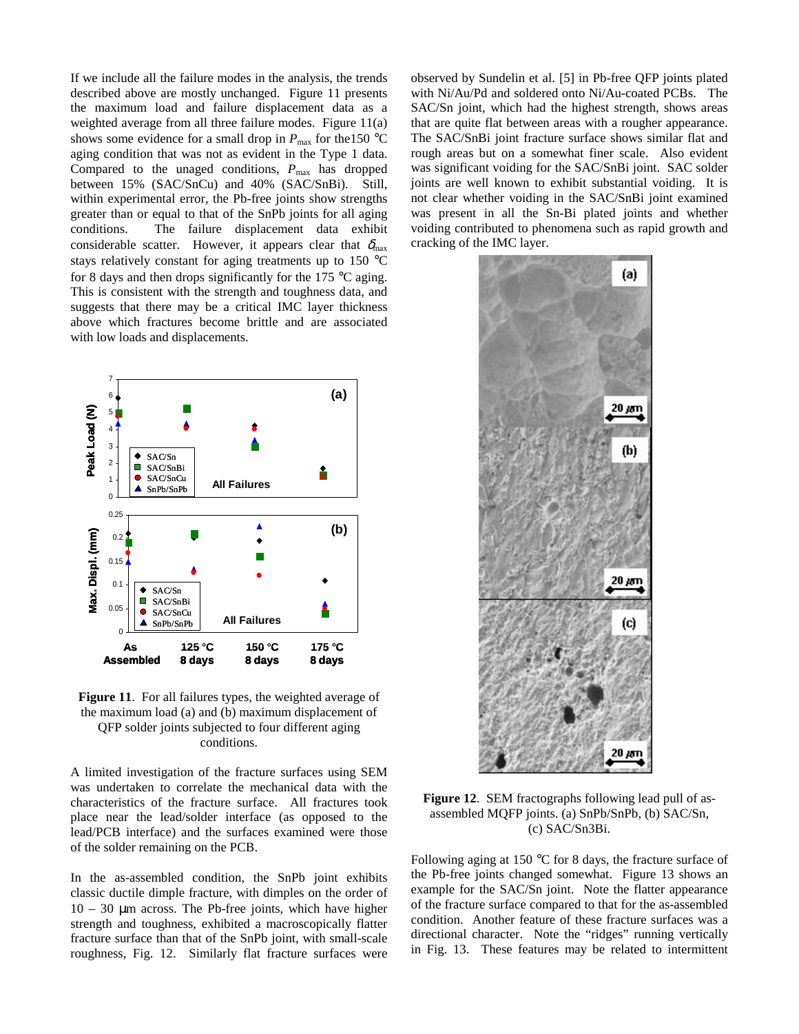If we include all the failure modes in the analysis, the trends described above are mostly unchanged. Figure 11 presents the maximum load and failure displacement data as a weighted average from all three failure modes. Figure 11(a) shows some evidence for a small drop in $P_{max}$ for the150 °C aging condition that was not as evident in the Type 1 data. Compared to the unaged conditions, $P_{max}$ has dropped between 15% (SAC/SnCu) and 40% (SAC/SnBi). Still, within experimental error, the Pb-free joints show strengths greater than or equal to that of the SnPb joints for all aging conditions. The failure displacement data exhibit considerable scatter. However, it appears clear that $\delta_{max}$ stays relatively constant for aging treatments up to 150 °C for 8 days and then drops significantly for the 175 °C aging. This is consistent with the strength and toughness data, and suggests that there may be a critical IMC layer thickness above which fractures become brittle and are associated with low loads and displacements.

**Figure 11**. For all failures types, the weighted average of the maximum load (a) and (b) maximum displacement of QFP solder joints subjected to four different aging conditions.

A limited investigation of the fracture surfaces using SEM was undertaken to correlate the mechanical data with the characteristics of the fracture surface. All fractures took place near the lead/solder interface (as opposed to the lead/PCB interface) and the surfaces examined were those of the solder remaining on the PCB.

In the as-assembled condition, the SnPb joint exhibits classic ductile dimple fracture, with dimples on the order of 10 – 30 μm across. The Pb-free joints, which have higher strength and toughness, exhibited a macroscopically flatter fracture surface than that of the SnPb joint, with small-scale roughness, Fig. 12. Similarly flat fracture surfaces were observed by Sundelin et al. [5] in Pb-free QFP joints plated with Ni/Au/Pd and soldered onto Ni/Au-coated PCBs. The SAC/Sn joint, which had the highest strength, shows areas that are quite flat between areas with a rougher appearance. The SAC/SnBi joint fracture surface shows similar flat and rough areas but on a somewhat finer scale. Also evident was significant voiding for the SAC/SnBi joint. SAC solder joints are well known to exhibit substantial voiding. It is not clear whether voiding in the SAC/SnBi joint examined was present in all the Sn-Bi plated joints and whether voiding contributed to phenomena such as rapid growth and cracking of the IMC layer.

**Figure 12**. SEM fractographs following lead pull of as-assembled MQFP joints. (a) SnPb/SnPb, (b) SAC/Sn, (c) SAC/Sn3Bi.

Following aging at 150 °C for 8 days, the fracture surface of the Pb-free joints changed somewhat. Figure 13 shows an example for the SAC/Sn joint. Note the flatter appearance of the fracture surface compared to that for the as-assembled condition. Another feature of these fracture surfaces was a directional character. Note the "ridges" running vertically in Fig. 13. These features may be related to intermittent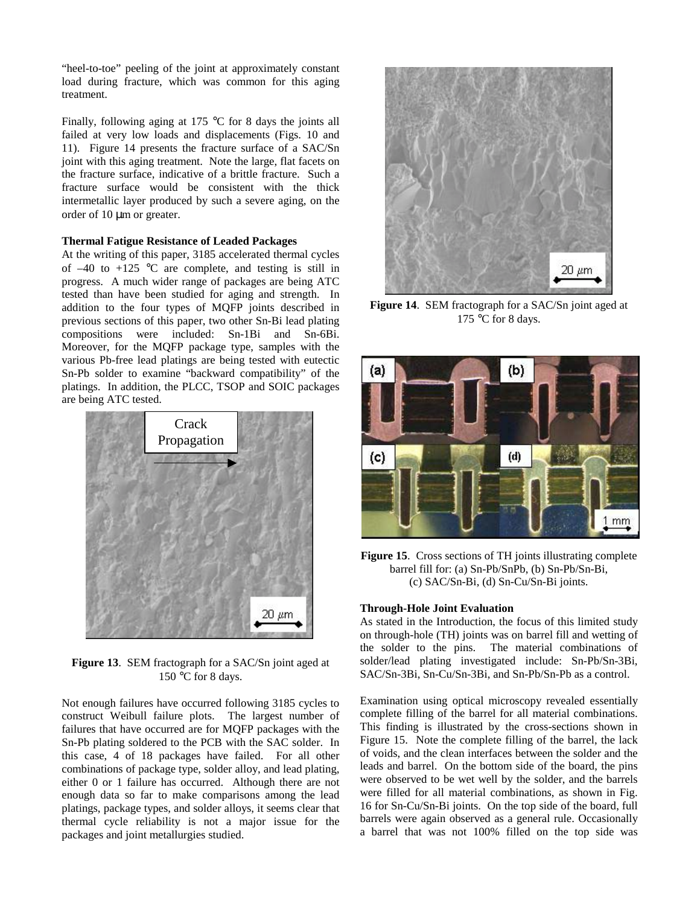"heel-to-toe" peeling of the joint at approximately constant load during fracture, which was common for this aging treatment.

Finally, following aging at 175 °C for 8 days the joints all failed at very low loads and displacements (Figs. 10 and 11). Figure 14 presents the fracture surface of a SAC/Sn joint with this aging treatment. Note the large, flat facets on the fracture surface, indicative of a brittle fracture. Such a fracture surface would be consistent with the thick intermetallic layer produced by such a severe aging, on the order of 10 μm or greater.

**Thermal Fatigue Resistance of Leaded Packages**

At the writing of this paper, 3185 accelerated thermal cycles of –40 to +125 °C are complete, and testing is still in progress. A much wider range of packages are being ATC tested than have been studied for aging and strength. In addition to the four types of MQFP joints described in previous sections of this paper, two other Sn-Bi lead plating compositions were included: Sn-1Bi and Sn-6Bi. Moreover, for the MQFP package type, samples with the various Pb-free lead platings are being tested with eutectic Sn-Pb solder to examine "backward compatibility" of the platings. In addition, the PLCC, TSOP and SOIC packages are being ATC tested.

**Figure 13**. SEM fractograph for a SAC/Sn joint aged at 150 °C for 8 days.

Not enough failures have occurred following 3185 cycles to construct Weibull failure plots. The largest number of failures that have occurred are for MQFP packages with the Sn-Pb plating soldered to the PCB with the SAC solder. In this case, 4 of 18 packages have failed. For all other combinations of package type, solder alloy, and lead plating, either 0 or 1 failure has occurred. Although there are not enough data so far to make comparisons among the lead platings, package types, and solder alloys, it seems clear that thermal cycle reliability is not a major issue for the packages and joint metallurgies studied.

**Figure 14**. SEM fractograph for a SAC/Sn joint aged at 175 °C for 8 days.

**Figure 15**. Cross sections of TH joints illustrating complete barrel fill for: (a) Sn-Pb/SnPb, (b) Sn-Pb/Sn-Bi, (c) SAC/Sn-Bi, (d) Sn-Cu/Sn-Bi joints.

**Through-Hole Joint Evaluation**

As stated in the Introduction, the focus of this limited study on through-hole (TH) joints was on barrel fill and wetting of the solder to the pins. The material combinations of solder/lead plating investigated include: Sn-Pb/Sn-3Bi, SAC/Sn-3Bi, Sn-Cu/Sn-3Bi, and Sn-Pb/Sn-Pb as a control.

Examination using optical microscopy revealed essentially complete filling of the barrel for all material combinations. This finding is illustrated by the cross-sections shown in Figure 15. Note the complete filling of the barrel, the lack of voids, and the clean interfaces between the solder and the leads and barrel. On the bottom side of the board, the pins were observed to be wet well by the solder, and the barrels were filled for all material combinations, as shown in Fig. 16 for Sn-Cu/Sn-Bi joints. On the top side of the board, full barrels were again observed as a general rule. Occasionally a barrel that was not 100% filled on the top side was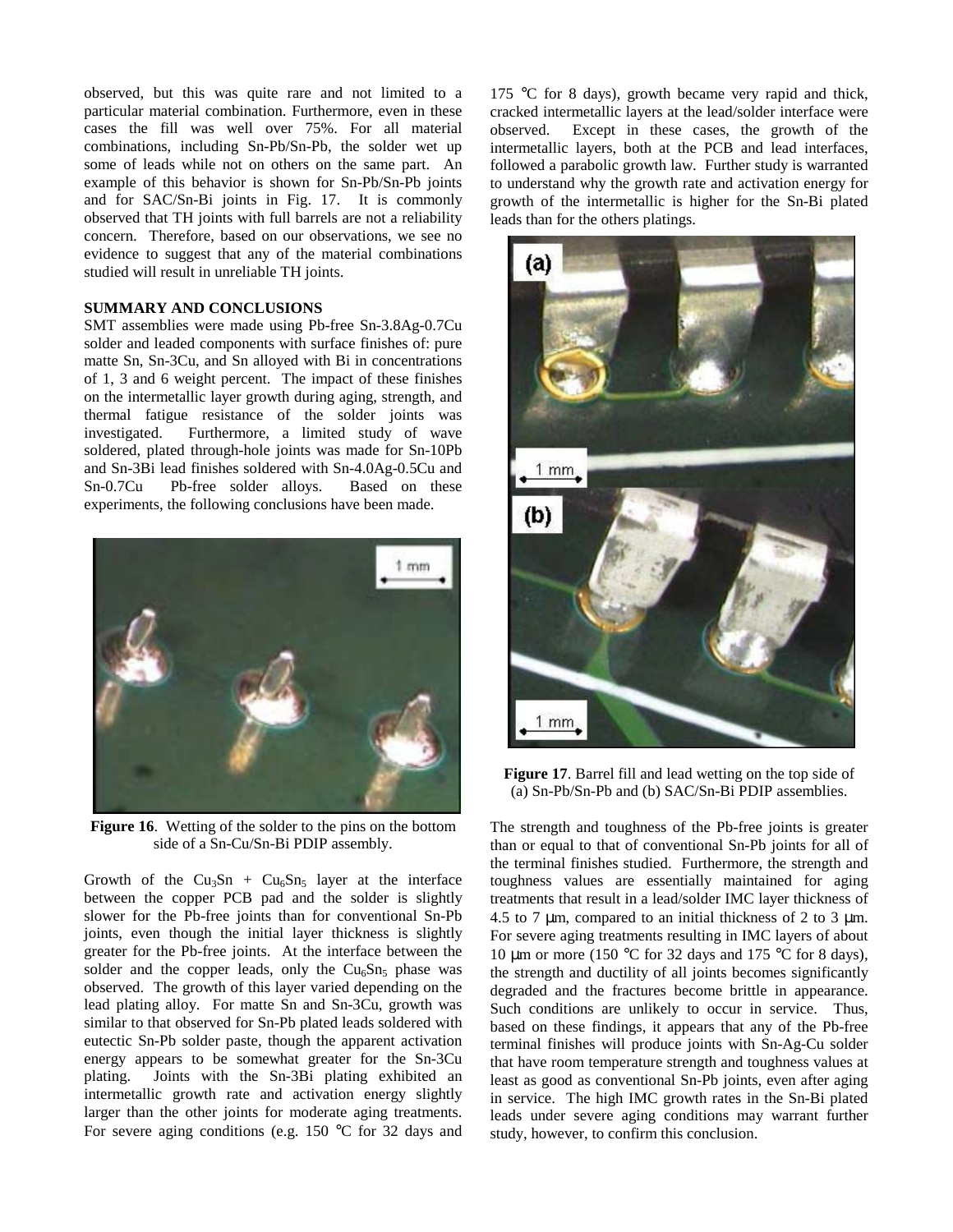observed, but this was quite rare and not limited to a particular material combination. Furthermore, even in these cases the fill was well over 75%. For all material combinations, including Sn-Pb/Sn-Pb, the solder wet up some of leads while not on others on the same part. An example of this behavior is shown for Sn-Pb/Sn-Pb joints and for SAC/Sn-Bi joints in Fig. 17. It is commonly observed that TH joints with full barrels are not a reliability concern. Therefore, based on our observations, we see no evidence to suggest that any of the material combinations studied will result in unreliable TH joints.

## SUMMARY AND CONCLUSIONS

SMT assemblies were made using Pb-free Sn-3.8Ag-0.7Cu solder and leaded components with surface finishes of: pure matte Sn, Sn-3Cu, and Sn alloyed with Bi in concentrations of 1, 3 and 6 weight percent. The impact of these finishes on the intermetallic layer growth during aging, strength, and thermal fatigue resistance of the solder joints was investigated. Furthermore, a limited study of wave soldered, plated through-hole joints was made for Sn-10Pb and Sn-3Bi lead finishes soldered with Sn-4.0Ag-0.5Cu and Sn-0.7Cu Pb-free solder alloys. Based on these experiments, the following conclusions have been made.

**Figure 16**. Wetting of the solder to the pins on the bottom side of a Sn-Cu/Sn-Bi PDIP assembly.

Growth of the $Cu_3Sn$ + $Cu_6Sn_5$ layer at the interface between the copper PCB pad and the solder is slightly slower for the Pb-free joints than for conventional Sn-Pb joints, even though the initial layer thickness is slightly greater for the Pb-free joints. At the interface between the solder and the copper leads, only the $Cu_6Sn_5$ phase was observed. The growth of this layer varied depending on the lead plating alloy. For matte Sn and Sn-3Cu, growth was similar to that observed for Sn-Pb plated leads soldered with eutectic Sn-Pb solder paste, though the apparent activation energy appears to be somewhat greater for the Sn-3Cu plating. Joints with the Sn-3Bi plating exhibited an intermetallic growth rate and activation energy slightly larger than the other joints for moderate aging treatments. For severe aging conditions (e.g. 150 °C for 32 days and 175 °C for 8 days), growth became very rapid and thick, cracked intermetallic layers at the lead/solder interface were observed. Except in these cases, the growth of the intermetallic layers, both at the PCB and lead interfaces, followed a parabolic growth law. Further study is warranted to understand why the growth rate and activation energy for growth of the intermetallic is higher for the Sn-Bi plated leads than for the others platings.

**Figure 17**. Barrel fill and lead wetting on the top side of (a) Sn-Pb/Sn-Pb and (b) SAC/Sn-Bi PDIP assemblies.

The strength and toughness of the Pb-free joints is greater than or equal to that of conventional Sn-Pb joints for all of the terminal finishes studied. Furthermore, the strength and toughness values are essentially maintained for aging treatments that result in a lead/solder IMC layer thickness of 4.5 to 7 µm, compared to an initial thickness of 2 to 3 µm. For severe aging treatments resulting in IMC layers of about 10 µm or more (150 °C for 32 days and 175 °C for 8 days), the strength and ductility of all joints becomes significantly degraded and the fractures become brittle in appearance. Such conditions are unlikely to occur in service. Thus, based on these findings, it appears that any of the Pb-free terminal finishes will produce joints with Sn-Ag-Cu solder that have room temperature strength and toughness values at least as good as conventional Sn-Pb joints, even after aging in service. The high IMC growth rates in the Sn-Bi plated leads under severe aging conditions may warrant further study, however, to confirm this conclusion.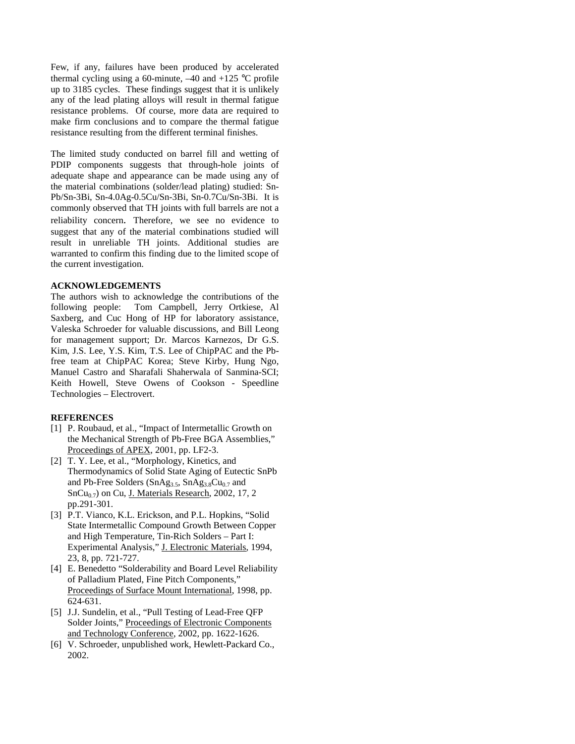Few, if any, failures have been produced by accelerated thermal cycling using a 60-minute, –40 and +125 °C profile up to 3185 cycles. These findings suggest that it is unlikely any of the lead plating alloys will result in thermal fatigue resistance problems. Of course, more data are required to make firm conclusions and to compare the thermal fatigue resistance resulting from the different terminal finishes.

The limited study conducted on barrel fill and wetting of PDIP components suggests that through-hole joints of adequate shape and appearance can be made using any of the material combinations (solder/lead plating) studied: Sn-Pb/Sn-3Bi, Sn-4.0Ag-0.5Cu/Sn-3Bi, Sn-0.7Cu/Sn-3Bi. It is commonly observed that TH joints with full barrels are not a reliability concern. Therefore, we see no evidence to suggest that any of the material combinations studied will result in unreliable TH joints. Additional studies are warranted to confirm this finding due to the limited scope of the current investigation.

## ACKNOWLEDGEMENTS

The authors wish to acknowledge the contributions of the following people: Tom Campbell, Jerry Ortkiese, Al Saxberg, and Cuc Hong of HP for laboratory assistance, Valeska Schroeder for valuable discussions, and Bill Leong for management support; Dr. Marcos Karnezos, Dr G.S. Kim, J.S. Lee, Y.S. Kim, T.S. Lee of ChipPAC and the Pb-free team at ChipPAC Korea; Steve Kirby, Hung Ngo, Manuel Castro and Sharafali Shaherwala of Sanmina-SCI; Keith Howell, Steve Owens of Cookson - Speedline Technologies – Electrovert.

## REFERENCES

[1] P. Roubaud, et al., "Impact of Intermetallic Growth on the Mechanical Strength of Pb-Free BGA Assemblies," Proceedings of APEX, 2001, pp. LF2-3.

[2] T. Y. Lee, et al., "Morphology, Kinetics, and Thermodynamics of Solid State Aging of Eutectic SnPb and Pb-Free Solders ($SnAg_{3.5}$, $SnAg_{3.8}Cu_{0.7}$ and $SnCu_{0.7}$) on Cu, J. Materials Research, 2002, 17, 2 pp.291-301.

[3] P.T. Vianco, K.L. Erickson, and P.L. Hopkins, "Solid State Intermetallic Compound Growth Between Copper and High Temperature, Tin-Rich Solders – Part I: Experimental Analysis," J. Electronic Materials, 1994, 23, 8, pp. 721-727.

[4] E. Benedetto "Solderability and Board Level Reliability of Palladium Plated, Fine Pitch Components," Proceedings of Surface Mount International, 1998, pp. 624-631.

[5] J.J. Sundelin, et al., "Pull Testing of Lead-Free QFP Solder Joints," Proceedings of Electronic Components and Technology Conference, 2002, pp. 1622-1626.

[6] V. Schroeder, unpublished work, Hewlett-Packard Co., 2002.